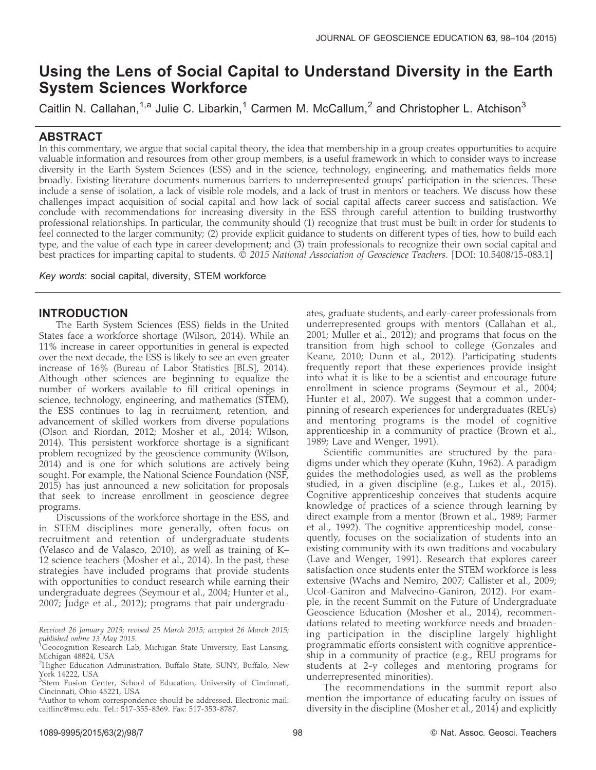# Using the Lens of Social Capital to Understand Diversity in the Earth System Sciences Workforce

Caitlin N. Callahan,[1,a] Julie C. Libarkin,[1] Carmen M. McCallum,[2] and Christopher L. Atchison[3]

## ABSTRACT

In this commentary, we argue that social capital theory, the idea that membership in a group creates opportunities to acquire valuable information and resources from other group members, is a useful framework in which to consider ways to increase diversity in the Earth System Sciences (ESS) and in the science, technology, engineering, and mathematics fields more broadly. Existing literature documents numerous barriers to underrepresented groups' participation in the sciences. These include a sense of isolation, a lack of visible role models, and a lack of trust in mentors or teachers. We discuss how these challenges impact acquisition of social capital and how lack of social capital affects career success and satisfaction. We conclude with recommendations for increasing diversity in the ESS through careful attention to building trustworthy professional relationships. In particular, the community should (1) recognize that trust must be built in order for students to feel connected to the larger community; (2) provide explicit guidance to students on different types of ties, how to build each type, and the value of each type in career development; and (3) train professionals to recognize their own social capital and best practices for imparting capital to students. *© 2015 National Association of Geoscience Teachers*. [DOI: 10.5408/15-083.1]

*Key words*: social capital, diversity, STEM workforce

## INTRODUCTION

The Earth System Sciences (ESS) fields in the United States face a workforce shortage (Wilson, 2014). While an 11% increase in career opportunities in general is expected over the next decade, the ESS is likely to see an even greater increase of 16% (Bureau of Labor Statistics [BLS], 2014). Although other sciences are beginning to equalize the number of workers available to fill critical openings in science, technology, engineering, and mathematics (STEM), the ESS continues to lag in recruitment, retention, and advancement of skilled workers from diverse populations (Olson and Riordan, 2012; Mosher et al., 2014; Wilson, 2014). This persistent workforce shortage is a significant problem recognized by the geoscience community (Wilson, 2014) and is one for which solutions are actively being sought. For example, the National Science Foundation (NSF, 2015) has just announced a new solicitation for proposals that seek to increase enrollment in geoscience degree programs.

Discussions of the workforce shortage in the ESS, and in STEM disciplines more generally, often focus on recruitment and retention of undergraduate students (Velasco and de Velasco, 2010), as well as training of K–12 science teachers (Mosher et al., 2014). In the past, these strategies have included programs that provide students with opportunities to conduct research while earning their undergraduate degrees (Seymour et al., 2004; Hunter et al., 2007; Judge et al., 2012); programs that pair undergraduates, graduate students, and early-career professionals from underrepresented groups with mentors (Callahan et al., 2001; Muller et al., 2012); and programs that focus on the transition from high school to college (Gonzales and Keane, 2010; Dunn et al., 2012). Participating students frequently report that these experiences provide insight into what it is like to be a scientist and encourage future enrollment in science programs (Seymour et al., 2004; Hunter et al., 2007). We suggest that a common underpinning of research experiences for undergraduates (REUs) and mentoring programs is the model of cognitive apprenticeship in a community of practice (Brown et al., 1989; Lave and Wenger, 1991).

Scientific communities are structured by the paradigms under which they operate (Kuhn, 1962). A paradigm guides the methodologies used, as well as the problems studied, in a given discipline (e.g., Lukes et al., 2015). Cognitive apprenticeship conceives that students acquire knowledge of practices of a science through learning by direct example from a mentor (Brown et al., 1989; Farmer et al., 1992). The cognitive apprenticeship model, consequently, focuses on the socialization of students into an existing community with its own traditions and vocabulary (Lave and Wenger, 1991). Research that explores career satisfaction once students enter the STEM workforce is less extensive (Wachs and Nemiro, 2007; Callister et al., 2009; Ucol-Ganiron and Malvecino-Ganiron, 2012). For example, in the recent Summit on the Future of Undergraduate Geoscience Education (Mosher et al., 2014), recommendations related to meeting workforce needs and broadening participation in the discipline largely highlight programmatic efforts consistent with cognitive apprenticeship in a community of practice (e.g., REU programs for students at 2-y colleges and mentoring programs for underrepresented minorities).

The recommendations in the summit report also mention the importance of educating faculty on issues of diversity in the discipline (Mosher et al., 2014) and explicitly

---

*Received 26 January 2015; revised 25 March 2015; accepted 26 March 2015; published online 13 May 2015.*

[1]Geocognition Research Lab, Michigan State University, East Lansing, Michigan 48824, USA

[2]Higher Education Administration, Buffalo State, SUNY, Buffalo, New York 14222, USA

[3]Stem Fusion Center, School of Education, University of Cincinnati, Cincinnati, Ohio 45221, USA

[a]Author to whom correspondence should be addressed. Electronic mail: caitlinc@msu.edu. Tel.: 517-355-8369. Fax: 517-353-8787.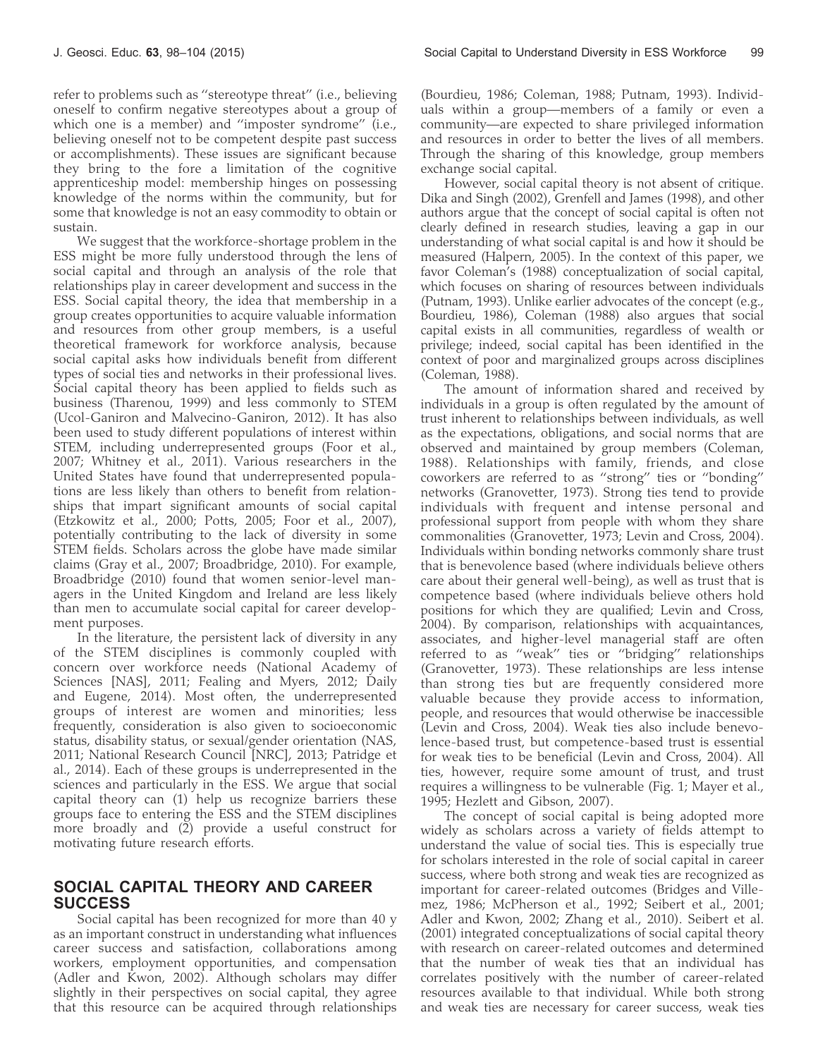refer to problems such as "stereotype threat" (i.e., believing oneself to confirm negative stereotypes about a group of which one is a member) and "imposter syndrome" (i.e., believing oneself not to be competent despite past success or accomplishments). These issues are significant because they bring to the fore a limitation of the cognitive apprenticeship model: membership hinges on possessing knowledge of the norms within the community, but for some that knowledge is not an easy commodity to obtain or sustain.

We suggest that the workforce-shortage problem in the ESS might be more fully understood through the lens of social capital and through an analysis of the role that relationships play in career development and success in the ESS. Social capital theory, the idea that membership in a group creates opportunities to acquire valuable information and resources from other group members, is a useful theoretical framework for workforce analysis, because social capital asks how individuals benefit from different types of social ties and networks in their professional lives. Social capital theory has been applied to fields such as business (Tharenou, 1999) and less commonly to STEM (Ucol-Ganiron and Malvecino-Ganiron, 2012). It has also been used to study different populations of interest within STEM, including underrepresented groups (Foor et al., 2007; Whitney et al., 2011). Various researchers in the United States have found that underrepresented populations are less likely than others to benefit from relationships that impart significant amounts of social capital (Etzkowitz et al., 2000; Potts, 2005; Foor et al., 2007), potentially contributing to the lack of diversity in some STEM fields. Scholars across the globe have made similar claims (Gray et al., 2007; Broadbridge, 2010). For example, Broadbridge (2010) found that women senior-level managers in the United Kingdom and Ireland are less likely than men to accumulate social capital for career development purposes.

In the literature, the persistent lack of diversity in any of the STEM disciplines is commonly coupled with concern over workforce needs (National Academy of Sciences [NAS], 2011; Fealing and Myers, 2012; Daily and Eugene, 2014). Most often, the underrepresented groups of interest are women and minorities; less frequently, consideration is also given to socioeconomic status, disability status, or sexual/gender orientation (NAS, 2011; National Research Council [NRC], 2013; Patridge et al., 2014). Each of these groups is underrepresented in the sciences and particularly in the ESS. We argue that social capital theory can (1) help us recognize barriers these groups face to entering the ESS and the STEM disciplines more broadly and (2) provide a useful construct for motivating future research efforts.

## SOCIAL CAPITAL THEORY AND CAREER SUCCESS

Social capital has been recognized for more than 40 y as an important construct in understanding what influences career success and satisfaction, collaborations among workers, employment opportunities, and compensation (Adler and Kwon, 2002). Although scholars may differ slightly in their perspectives on social capital, they agree that this resource can be acquired through relationships (Bourdieu, 1986; Coleman, 1988; Putnam, 1993). Individuals within a group—members of a family or even a community—are expected to share privileged information and resources in order to better the lives of all members. Through the sharing of this knowledge, group members exchange social capital.

However, social capital theory is not absent of critique. Dika and Singh (2002), Grenfell and James (1998), and other authors argue that the concept of social capital is often not clearly defined in research studies, leaving a gap in our understanding of what social capital is and how it should be measured (Halpern, 2005). In the context of this paper, we favor Coleman's (1988) conceptualization of social capital, which focuses on sharing of resources between individuals (Putnam, 1993). Unlike earlier advocates of the concept (e.g., Bourdieu, 1986), Coleman (1988) also argues that social capital exists in all communities, regardless of wealth or privilege; indeed, social capital has been identified in the context of poor and marginalized groups across disciplines (Coleman, 1988).

The amount of information shared and received by individuals in a group is often regulated by the amount of trust inherent to relationships between individuals, as well as the expectations, obligations, and social norms that are observed and maintained by group members (Coleman, 1988). Relationships with family, friends, and close coworkers are referred to as "strong" ties or "bonding" networks (Granovetter, 1973). Strong ties tend to provide individuals with frequent and intense personal and professional support from people with whom they share commonalities (Granovetter, 1973; Levin and Cross, 2004). Individuals within bonding networks commonly share trust that is benevolence based (where individuals believe others care about their general well-being), as well as trust that is competence based (where individuals believe others hold positions for which they are qualified; Levin and Cross, 2004). By comparison, relationships with acquaintances, associates, and higher-level managerial staff are often referred to as "weak" ties or "bridging" relationships (Granovetter, 1973). These relationships are less intense than strong ties but are frequently considered more valuable because they provide access to information, people, and resources that would otherwise be inaccessible (Levin and Cross, 2004). Weak ties also include benevolence-based trust, but competence-based trust is essential for weak ties to be beneficial (Levin and Cross, 2004). All ties, however, require some amount of trust, and trust requires a willingness to be vulnerable (Fig. 1; Mayer et al., 1995; Hezlett and Gibson, 2007).

The concept of social capital is being adopted more widely as scholars across a variety of fields attempt to understand the value of social ties. This is especially true for scholars interested in the role of social capital in career success, where both strong and weak ties are recognized as important for career-related outcomes (Bridges and Villemez, 1986; McPherson et al., 1992; Seibert et al., 2001; Adler and Kwon, 2002; Zhang et al., 2010). Seibert et al. (2001) integrated conceptualizations of social capital theory with research on career-related outcomes and determined that the number of weak ties that an individual has correlates positively with the number of career-related resources available to that individual. While both strong and weak ties are necessary for career success, weak ties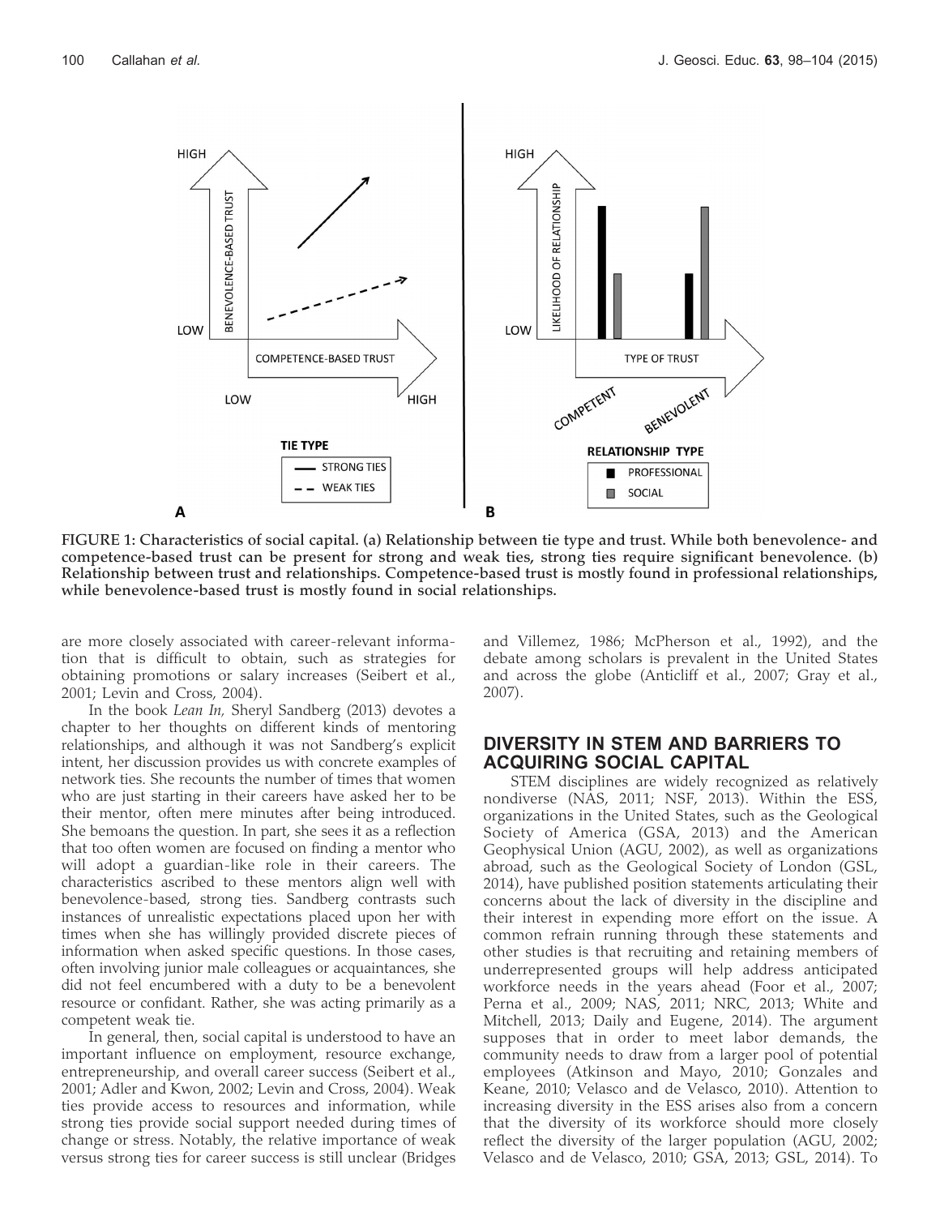FIGURE 1: Characteristics of social capital. (a) Relationship between tie type and trust. While both benevolence- and competence-based trust can be present for strong and weak ties, strong ties require significant benevolence. (b) Relationship between trust and relationships. Competence-based trust is mostly found in professional relationships, while benevolence-based trust is mostly found in social relationships.

are more closely associated with career-relevant information that is difficult to obtain, such as strategies for obtaining promotions or salary increases (Seibert et al., 2001; Levin and Cross, 2004).

In the book *Lean In,* Sheryl Sandberg (2013) devotes a chapter to her thoughts on different kinds of mentoring relationships, and although it was not Sandberg's explicit intent, her discussion provides us with concrete examples of network ties. She recounts the number of times that women who are just starting in their careers have asked her to be their mentor, often mere minutes after being introduced. She bemoans the question. In part, she sees it as a reflection that too often women are focused on finding a mentor who will adopt a guardian-like role in their careers. The characteristics ascribed to these mentors align well with benevolence-based, strong ties. Sandberg contrasts such instances of unrealistic expectations placed upon her with times when she has willingly provided discrete pieces of information when asked specific questions. In those cases, often involving junior male colleagues or acquaintances, she did not feel encumbered with a duty to be a benevolent resource or confidant. Rather, she was acting primarily as a competent weak tie.

In general, then, social capital is understood to have an important influence on employment, resource exchange, entrepreneurship, and overall career success (Seibert et al., 2001; Adler and Kwon, 2002; Levin and Cross, 2004). Weak ties provide access to resources and information, while strong ties provide social support needed during times of change or stress. Notably, the relative importance of weak versus strong ties for career success is still unclear (Bridges and Villemez, 1986; McPherson et al., 1992), and the debate among scholars is prevalent in the United States and across the globe (Anticliff et al., 2007; Gray et al., 2007).

## DIVERSITY IN STEM AND BARRIERS TO ACQUIRING SOCIAL CAPITAL

STEM disciplines are widely recognized as relatively nondiverse (NAS, 2011; NSF, 2013). Within the ESS, organizations in the United States, such as the Geological Society of America (GSA, 2013) and the American Geophysical Union (AGU, 2002), as well as organizations abroad, such as the Geological Society of London (GSL, 2014), have published position statements articulating their concerns about the lack of diversity in the discipline and their interest in expending more effort on the issue. A common refrain running through these statements and other studies is that recruiting and retaining members of underrepresented groups will help address anticipated workforce needs in the years ahead (Foor et al., 2007; Perna et al., 2009; NAS, 2011; NRC, 2013; White and Mitchell, 2013; Daily and Eugene, 2014). The argument supposes that in order to meet labor demands, the community needs to draw from a larger pool of potential employees (Atkinson and Mayo, 2010; Gonzales and Keane, 2010; Velasco and de Velasco, 2010). Attention to increasing diversity in the ESS arises also from a concern that the diversity of its workforce should more closely reflect the diversity of the larger population (AGU, 2002; Velasco and de Velasco, 2010; GSA, 2013; GSL, 2014). To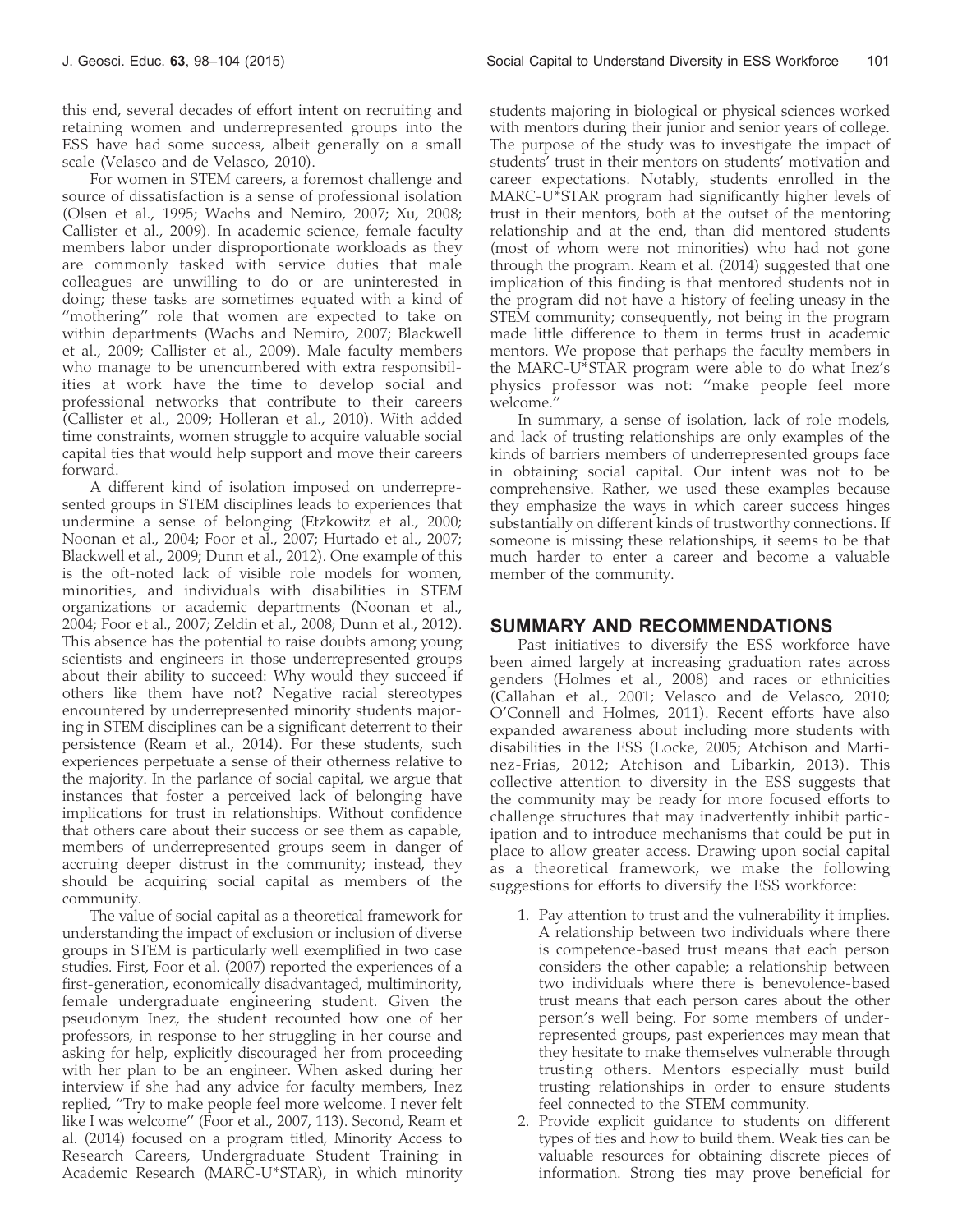this end, several decades of effort intent on recruiting and retaining women and underrepresented groups into the ESS have had some success, albeit generally on a small scale (Velasco and de Velasco, 2010).

For women in STEM careers, a foremost challenge and source of dissatisfaction is a sense of professional isolation (Olsen et al., 1995; Wachs and Nemiro, 2007; Xu, 2008; Callister et al., 2009). In academic science, female faculty members labor under disproportionate workloads as they are commonly tasked with service duties that male colleagues are unwilling to do or are uninterested in doing; these tasks are sometimes equated with a kind of "mothering" role that women are expected to take on within departments (Wachs and Nemiro, 2007; Blackwell et al., 2009; Callister et al., 2009). Male faculty members who manage to be unencumbered with extra responsibilities at work have the time to develop social and professional networks that contribute to their careers (Callister et al., 2009; Holleran et al., 2010). With added time constraints, women struggle to acquire valuable social capital ties that would help support and move their careers forward.

A different kind of isolation imposed on underrepresented groups in STEM disciplines leads to experiences that undermine a sense of belonging (Etzkowitz et al., 2000; Noonan et al., 2004; Foor et al., 2007; Hurtado et al., 2007; Blackwell et al., 2009; Dunn et al., 2012). One example of this is the oft-noted lack of visible role models for women, minorities, and individuals with disabilities in STEM organizations or academic departments (Noonan et al., 2004; Foor et al., 2007; Zeldin et al., 2008; Dunn et al., 2012). This absence has the potential to raise doubts among young scientists and engineers in those underrepresented groups about their ability to succeed: Why would they succeed if others like them have not? Negative racial stereotypes encountered by underrepresented minority students majoring in STEM disciplines can be a significant deterrent to their persistence (Ream et al., 2014). For these students, such experiences perpetuate a sense of their otherness relative to the majority. In the parlance of social capital, we argue that instances that foster a perceived lack of belonging have implications for trust in relationships. Without confidence that others care about their success or see them as capable, members of underrepresented groups seem in danger of accruing deeper distrust in the community; instead, they should be acquiring social capital as members of the community.

The value of social capital as a theoretical framework for understanding the impact of exclusion or inclusion of diverse groups in STEM is particularly well exemplified in two case studies. First, Foor et al. (2007) reported the experiences of a first-generation, economically disadvantaged, multiminority, female undergraduate engineering student. Given the pseudonym Inez, the student recounted how one of her professors, in response to her struggling in her course and asking for help, explicitly discouraged her from proceeding with her plan to be an engineer. When asked during her interview if she had any advice for faculty members, Inez replied, "Try to make people feel more welcome. I never felt like I was welcome" (Foor et al., 2007, 113). Second, Ream et al. (2014) focused on a program titled, Minority Access to Research Careers, Undergraduate Student Training in Academic Research (MARC-U*STAR), in which minority students majoring in biological or physical sciences worked with mentors during their junior and senior years of college. The purpose of the study was to investigate the impact of students' trust in their mentors on students' motivation and career expectations. Notably, students enrolled in the MARC-U*STAR program had significantly higher levels of trust in their mentors, both at the outset of the mentoring relationship and at the end, than did mentored students (most of whom were not minorities) who had not gone through the program. Ream et al. (2014) suggested that one implication of this finding is that mentored students not in the program did not have a history of feeling uneasy in the STEM community; consequently, not being in the program made little difference to them in terms trust in academic mentors. We propose that perhaps the faculty members in the MARC-U*STAR program were able to do what Inez's physics professor was not: "make people feel more welcome."

In summary, a sense of isolation, lack of role models, and lack of trusting relationships are only examples of the kinds of barriers members of underrepresented groups face in obtaining social capital. Our intent was not to be comprehensive. Rather, we used these examples because they emphasize the ways in which career success hinges substantially on different kinds of trustworthy connections. If someone is missing these relationships, it seems to be that much harder to enter a career and become a valuable member of the community.

## SUMMARY AND RECOMMENDATIONS

Past initiatives to diversify the ESS workforce have been aimed largely at increasing graduation rates across genders (Holmes et al., 2008) and races or ethnicities (Callahan et al., 2001; Velasco and de Velasco, 2010; O'Connell and Holmes, 2011). Recent efforts have also expanded awareness about including more students with disabilities in the ESS (Locke, 2005; Atchison and Martinez-Frias, 2012; Atchison and Libarkin, 2013). This collective attention to diversity in the ESS suggests that the community may be ready for more focused efforts to challenge structures that may inadvertently inhibit participation and to introduce mechanisms that could be put in place to allow greater access. Drawing upon social capital as a theoretical framework, we make the following suggestions for efforts to diversify the ESS workforce:

1. Pay attention to trust and the vulnerability it implies. A relationship between two individuals where there is competence-based trust means that each person considers the other capable; a relationship between two individuals where there is benevolence-based trust means that each person cares about the other person's well being. For some members of underrepresented groups, past experiences may mean that they hesitate to make themselves vulnerable through trusting others. Mentors especially must build trusting relationships in order to ensure students feel connected to the STEM community.
2. Provide explicit guidance to students on different types of ties and how to build them. Weak ties can be valuable resources for obtaining discrete pieces of information. Strong ties may prove beneficial for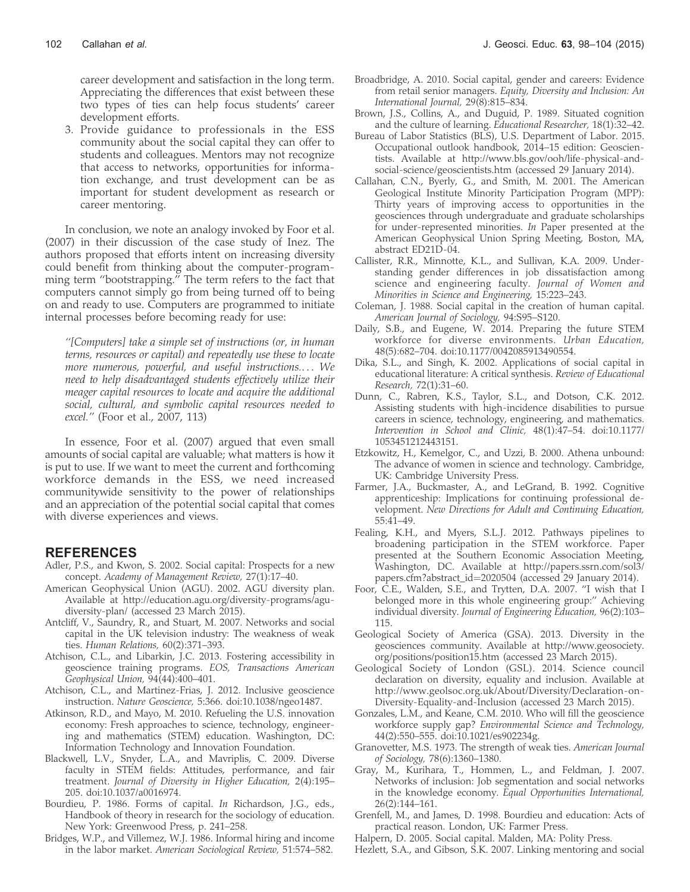career development and satisfaction in the long term. Appreciating the differences that exist between these two types of ties can help focus students' career development efforts.

3. Provide guidance to professionals in the ESS community about the social capital they can offer to students and colleagues. Mentors may not recognize that access to networks, opportunities for information exchange, and trust development can be as important for student development as research or career mentoring.

In conclusion, we note an analogy invoked by Foor et al. (2007) in their discussion of the case study of Inez. The authors proposed that efforts intent on increasing diversity could benefit from thinking about the computer-programming term "bootstrapping." The term refers to the fact that computers cannot simply go from being turned off to being on and ready to use. Computers are programmed to initiate internal processes before becoming ready for use:

> "*[Computers] take a simple set of instructions (or, in human terms, resources or capital) and repeatedly use these to locate more numerous, powerful, and useful instructions.... We need to help disadvantaged students effectively utilize their meager capital resources to locate and acquire the additional social, cultural, and symbolic capital resources needed to excel.*" (Foor et al., 2007, 113)

In essence, Foor et al. (2007) argued that even small amounts of social capital are valuable; what matters is how it is put to use. If we want to meet the current and forthcoming workforce demands in the ESS, we need increased communitywide sensitivity to the power of relationships and an appreciation of the potential social capital that comes with diverse experiences and views.

## REFERENCES

Adler, P.S., and Kwon, S. 2002. Social capital: Prospects for a new concept. *Academy of Management Review,* 27(1):17–40.

American Geophysical Union (AGU). 2002. AGU diversity plan. Available at http://education.agu.org/diversity-programs/agu-diversity-plan/ (accessed 23 March 2015).

Antcliff, V., Saundry, R., and Stuart, M. 2007. Networks and social capital in the UK television industry: The weakness of weak ties. *Human Relations,* 60(2):371–393.

Atchison, C.L., and Libarkin, J.C. 2013. Fostering accessibility in geoscience training programs. *EOS, Transactions American Geophysical Union,* 94(44):400–401.

Atchison, C.L., and Martinez-Frias, J. 2012. Inclusive geoscience instruction. *Nature Geoscience,* 5:366. doi:10.1038/ngeo1487.

Atkinson, R.D., and Mayo, M. 2010. Refueling the U.S. innovation economy: Fresh approaches to science, technology, engineering and mathematics (STEM) education. Washington, DC: Information Technology and Innovation Foundation.

Blackwell, L.V., Snyder, L.A., and Mavriplis, C. 2009. Diverse faculty in STEM fields: Attitudes, performance, and fair treatment. *Journal of Diversity in Higher Education,* 2(4):195–205. doi:10.1037/a0016974.

Bourdieu, P. 1986. Forms of capital. *In* Richardson, J.G., eds., Handbook of theory in research for the sociology of education. New York: Greenwood Press, p. 241–258.

Bridges, W.P., and Villemez, W.J. 1986. Informal hiring and income in the labor market. *American Sociological Review,* 51:574–582.

Broadbridge, A. 2010. Social capital, gender and careers: Evidence from retail senior managers. *Equity, Diversity and Inclusion: An International Journal,* 29(8):815–834.

Brown, J.S., Collins, A., and Duguid, P. 1989. Situated cognition and the culture of learning. *Educational Researcher,* 18(1):32–42.

Bureau of Labor Statistics (BLS), U.S. Department of Labor. 2015. Occupational outlook handbook, 2014–15 edition: Geoscientists. Available at http://www.bls.gov/ooh/life-physical-and-social-science/geoscientists.htm (accessed 29 January 2014).

Callahan, C.N., Byerly, G., and Smith, M. 2001. The American Geological Institute Minority Participation Program (MPP): Thirty years of improving access to opportunities in the geosciences through undergraduate and graduate scholarships for under-represented minorities. *In* Paper presented at the American Geophysical Union Spring Meeting, Boston, MA, abstract ED21D-04.

Callister, R.R., Minnotte, K.L., and Sullivan, K.A. 2009. Understanding gender differences in job dissatisfaction among science and engineering faculty. *Journal of Women and Minorities in Science and Engineering,* 15:223–243.

Coleman, J. 1988. Social capital in the creation of human capital. *American Journal of Sociology,* 94:S95–S120.

Daily, S.B., and Eugene, W. 2014. Preparing the future STEM workforce for diverse environments. *Urban Education,* 48(5):682–704. doi:10.1177/0042085913490554.

Dika, S.L., and Singh, K. 2002. Applications of social capital in educational literature: A critical synthesis. *Review of Educational Research,* 72(1):31–60.

Dunn, C., Rabren, K.S., Taylor, S.L., and Dotson, C.K. 2012. Assisting students with high-incidence disabilities to pursue careers in science, technology, engineering, and mathematics. *Intervention in School and Clinic,* 48(1):47–54. doi:10.1177/1053451212443151.

Etzkowitz, H., Kemelgor, C., and Uzzi, B. 2000. Athena unbound: The advance of women in science and technology. Cambridge, UK: Cambridge University Press.

Farmer, J.A., Buckmaster, A., and LeGrand, B. 1992. Cognitive apprenticeship: Implications for continuing professional development. *New Directions for Adult and Continuing Education,* 55:41–49.

Fealing, K.H., and Myers, S.L.J. 2012. Pathways pipelines to broadening participation in the STEM workforce. Paper presented at the Southern Economic Association Meeting, Washington, DC. Available at http://papers.ssrn.com/sol3/papers.cfm?abstract_id=2020504 (accessed 29 January 2014).

Foor, C.E., Walden, S.E., and Trytten, D.A. 2007. "I wish that I belonged more in this whole engineering group:" Achieving individual diversity. *Journal of Engineering Education,* 96(2):103–115.

Geological Society of America (GSA). 2013. Diversity in the geosciences community. Available at http://www.geosociety.org/positions/position15.htm (accessed 23 March 2015).

Geological Society of London (GSL). 2014. Science council declaration on diversity, equality and inclusion. Available at http://www.geolsoc.org.uk/About/Diversity/Declaration-on-Diversity-Equality-and-Inclusion (accessed 23 March 2015).

Gonzales, L.M., and Keane, C.M. 2010. Who will fill the geoscience workforce supply gap? *Environmental Science and Technology,* 44(2):550–555. doi:10.1021/es902234g.

Granovetter, M.S. 1973. The strength of weak ties. *American Journal of Sociology,* 78(6):1360–1380.

Gray, M., Kurihara, T., Hommen, L., and Feldman, J. 2007. Networks of inclusion: Job segmentation and social networks in the knowledge economy. *Equal Opportunities International,* 26(2):144–161.

Grenfell, M., and James, D. 1998. Bourdieu and education: Acts of practical reason. London, UK: Farmer Press.

Halpern, D. 2005. Social capital. Malden, MA: Polity Press.

Hezlett, S.A., and Gibson, S.K. 2007. Linking mentoring and social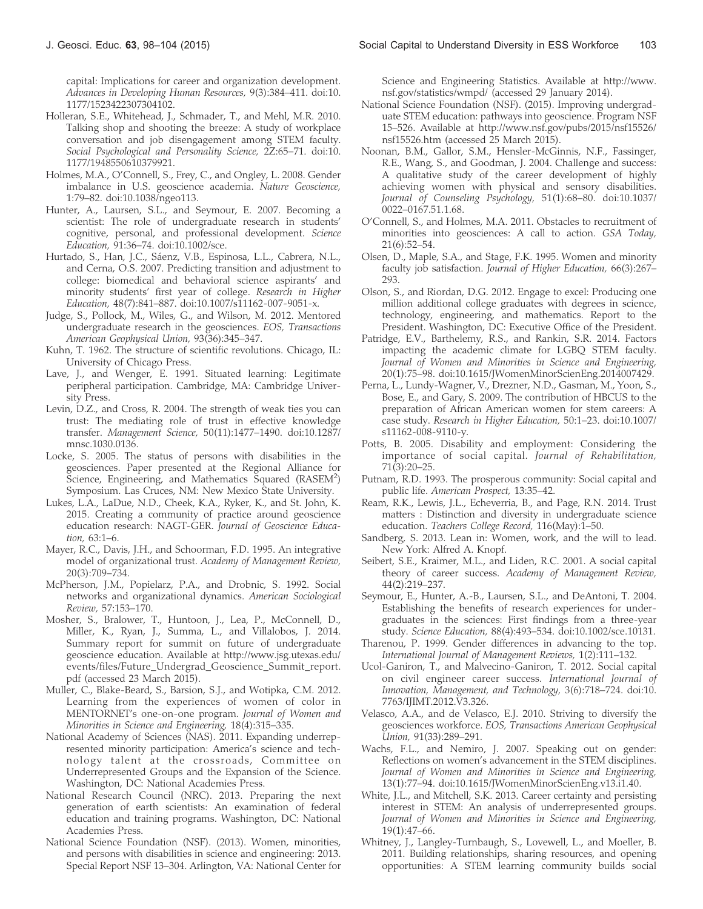capital: Implications for career and organization development. *Advances in Developing Human Resources,* 9(3):384–411. doi:10.1177/1523422307304102.

Holleran, S.E., Whitehead, J., Schmader, T., and Mehl, M.R. 2010. Talking shop and shooting the breeze: A study of workplace conversation and job disengagement among STEM faculty. *Social Psychological and Personality Science,* 2Z:65–71. doi:10.1177/1948550610379921.

Holmes, M.A., O'Connell, S., Frey, C., and Ongley, L. 2008. Gender imbalance in U.S. geoscience academia. *Nature Geoscience,* 1:79–82. doi:10.1038/ngeo113.

Hunter, A., Laursen, S.L., and Seymour, E. 2007. Becoming a scientist: The role of undergraduate research in students' cognitive, personal, and professional development. *Science Education,* 91:36–74. doi:10.1002/sce.

Hurtado, S., Han, J.C., Sáenz, V.B., Espinosa, L.L., Cabrera, N.L., and Cerna, O.S. 2007. Predicting transition and adjustment to college: biomedical and behavioral science aspirants' and minority students' first year of college. *Research in Higher Education,* 48(7):841–887. doi:10.1007/s11162-007-9051-x.

Judge, S., Pollock, M., Wiles, G., and Wilson, M. 2012. Mentored undergraduate research in the geosciences. *EOS, Transactions American Geophysical Union,* 93(36):345–347.

Kuhn, T. 1962. The structure of scientific revolutions. Chicago, IL: University of Chicago Press.

Lave, J., and Wenger, E. 1991. Situated learning: Legitimate peripheral participation. Cambridge, MA: Cambridge University Press.

Levin, D.Z., and Cross, R. 2004. The strength of weak ties you can trust: The mediating role of trust in effective knowledge transfer. *Management Science,* 50(11):1477–1490. doi:10.1287/mnsc.1030.0136.

Locke, S. 2005. The status of persons with disabilities in the geosciences. Paper presented at the Regional Alliance for Science, Engineering, and Mathematics Squared (RASEM$^2$) Symposium. Las Cruces, NM: New Mexico State University.

Lukes, L.A., LaDue, N.D., Cheek, K.A., Ryker, K., and St. John, K. 2015. Creating a community of practice around geoscience education research: NAGT-GER. *Journal of Geoscience Education,* 63:1–6.

Mayer, R.C., Davis, J.H., and Schoorman, F.D. 1995. An integrative model of organizational trust. *Academy of Management Review,* 20(3):709–734.

McPherson, J.M., Popielarz, P.A., and Drobnic, S. 1992. Social networks and organizational dynamics. *American Sociological Review,* 57:153–170.

Mosher, S., Bralower, T., Huntoon, J., Lea, P., McConnell, D., Miller, K., Ryan, J., Summa, L., and Villalobos, J. 2014. Summary report for summit on future of undergraduate geoscience education. Available at http://www.jsg.utexas.edu/events/files/Future_Undergrad_Geoscience_Summit_report.pdf (accessed 23 March 2015).

Muller, C., Blake-Beard, S., Barsion, S.J., and Wotipka, C.M. 2012. Learning from the experiences of women of color in MENTORNET's one-on-one program. *Journal of Women and Minorities in Science and Engineering,* 18(4):315–335.

National Academy of Sciences (NAS). 2011. Expanding underrepresented minority participation: America's science and technology talent at the crossroads, Committee on Underrepresented Groups and the Expansion of the Science. Washington, DC: National Academies Press.

National Research Council (NRC). 2013. Preparing the next generation of earth scientists: An examination of federal education and training programs. Washington, DC: National Academies Press.

National Science Foundation (NSF). (2013). Women, minorities, and persons with disabilities in science and engineering: 2013. Special Report NSF 13–304. Arlington, VA: National Center for Science and Engineering Statistics. Available at http://www.nsf.gov/statistics/wmpd/ (accessed 29 January 2014).

National Science Foundation (NSF). (2015). Improving undergraduate STEM education: pathways into geoscience. Program NSF 15–526. Available at http://www.nsf.gov/pubs/2015/nsf15526/nsf15526.htm (accessed 25 March 2015).

Noonan, B.M., Gallor, S.M., Hensler-McGinnis, N.F., Fassinger, R.E., Wang, S., and Goodman, J. 2004. Challenge and success: A qualitative study of the career development of highly achieving women with physical and sensory disabilities. *Journal of Counseling Psychology,* 51(1):68–80. doi:10.1037/0022–0167.51.1.68.

O'Connell, S., and Holmes, M.A. 2011. Obstacles to recruitment of minorities into geosciences: A call to action. *GSA Today,* 21(6):52–54.

Olsen, D., Maple, S.A., and Stage, F.K. 1995. Women and minority faculty job satisfaction. *Journal of Higher Education,* 66(3):267–293.

Olson, S., and Riordan, D.G. 2012. Engage to excel: Producing one million additional college graduates with degrees in science, technology, engineering, and mathematics. Report to the President. Washington, DC: Executive Office of the President.

Patridge, E.V., Barthelemy, R.S., and Rankin, S.R. 2014. Factors impacting the academic climate for LGBQ STEM faculty. *Journal of Women and Minorities in Science and Engineering,* 20(1):75–98. doi:10.1615/JWomenMinorScienEng.2014007429.

Perna, L., Lundy-Wagner, V., Drezner, N.D., Gasman, M., Yoon, S., Bose, E., and Gary, S. 2009. The contribution of HBCUS to the preparation of African American women for stem careers: A case study. *Research in Higher Education,* 50:1–23. doi:10.1007/s11162-008-9110-y.

Potts, B. 2005. Disability and employment: Considering the importance of social capital. *Journal of Rehabilitation,* 71(3):20–25.

Putnam, R.D. 1993. The prosperous community: Social capital and public life. *American Prospect,* 13:35–42.

Ream, R.K., Lewis, J.L., Echeverria, B., and Page, R.N. 2014. Trust matters : Distinction and diversity in undergraduate science education. *Teachers College Record,* 116(May):1–50.

Sandberg, S. 2013. Lean in: Women, work, and the will to lead. New York: Alfred A. Knopf.

Seibert, S.E., Kraimer, M.L., and Liden, R.C. 2001. A social capital theory of career success. *Academy of Management Review,* 44(2):219–237.

Seymour, E., Hunter, A.-B., Laursen, S.L., and DeAntoni, T. 2004. Establishing the benefits of research experiences for undergraduates in the sciences: First findings from a three-year study. *Science Education,* 88(4):493–534. doi:10.1002/sce.10131.

Tharenou, P. 1999. Gender differences in advancing to the top. *International Journal of Management Reviews,* 1(2):111–132.

Ucol-Ganiron, T., and Malvecino-Ganiron, T. 2012. Social capital on civil engineer career success. *International Journal of Innovation, Management, and Technology,* 3(6):718–724. doi:10.7763/IJIMT.2012.V3.326.

Velasco, A.A., and de Velasco, E.J. 2010. Striving to diversify the geosciences workforce. *EOS, Transactions American Geophysical Union,* 91(33):289–291.

Wachs, F.L., and Nemiro, J. 2007. Speaking out on gender: Reflections on women's advancement in the STEM disciplines. *Journal of Women and Minorities in Science and Engineering,* 13(1):77–94. doi:10.1615/JWomenMinorScienEng.v13.i1.40.

White, J.L., and Mitchell, S.K. 2013. Career certainty and persisting interest in STEM: An analysis of underrepresented groups. *Journal of Women and Minorities in Science and Engineering,* 19(1):47–66.

Whitney, J., Langley-Turnbaugh, S., Lovewell, L., and Moeller, B. 2011. Building relationships, sharing resources, and opening opportunities: A STEM learning community builds social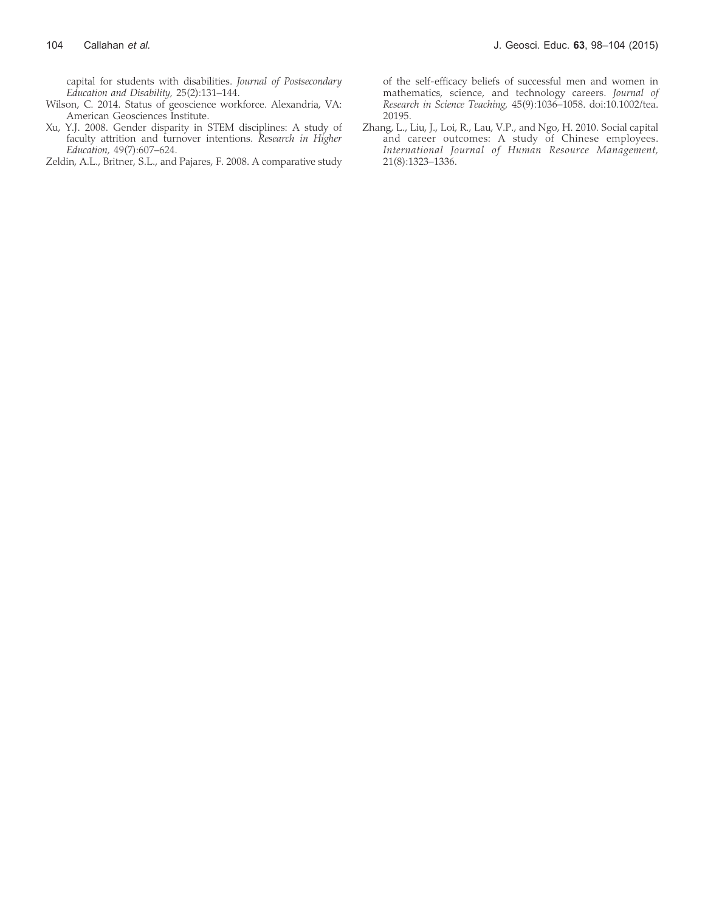capital for students with disabilities. *Journal of Postsecondary Education and Disability,* 25(2):131–144.

Wilson, C. 2014. Status of geoscience workforce. Alexandria, VA: American Geosciences Institute.

Xu, Y.J. 2008. Gender disparity in STEM disciplines: A study of faculty attrition and turnover intentions. *Research in Higher Education,* 49(7):607–624.

Zeldin, A.L., Britner, S.L., and Pajares, F. 2008. A comparative study of the self-efficacy beliefs of successful men and women in mathematics, science, and technology careers. *Journal of Research in Science Teaching,* 45(9):1036–1058. doi:10.1002/tea.20195.

Zhang, L., Liu, J., Loi, R., Lau, V.P., and Ngo, H. 2010. Social capital and career outcomes: A study of Chinese employees. *International Journal of Human Resource Management,* 21(8):1323–1336.